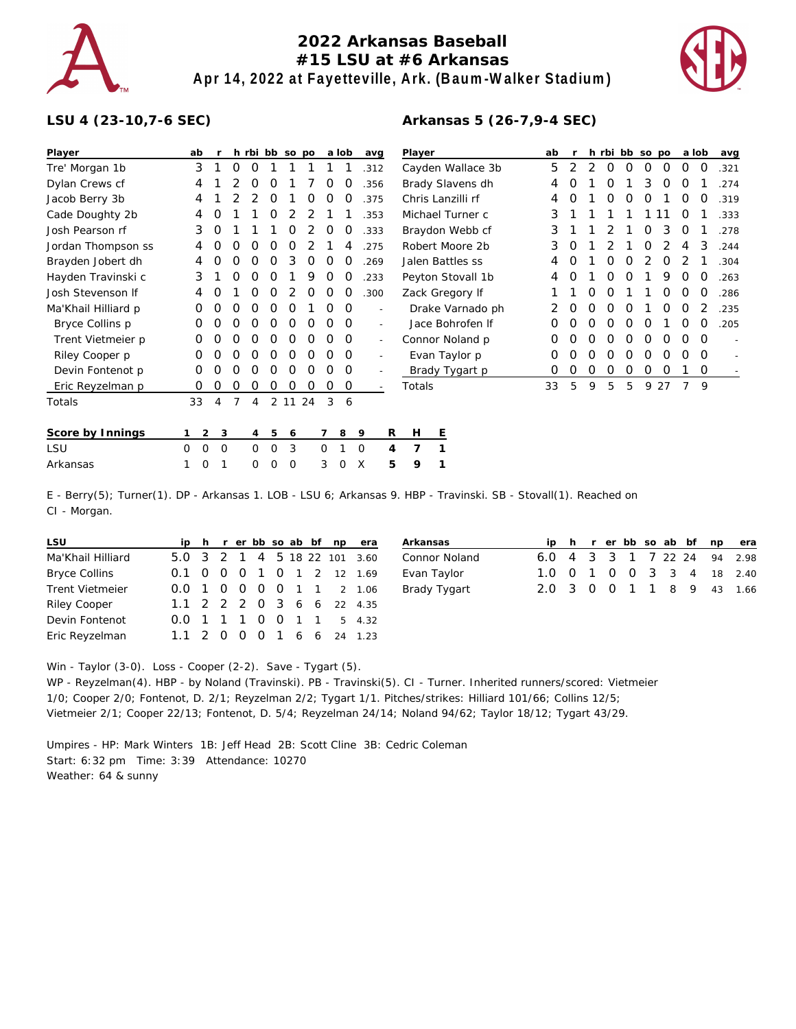# 2022 Arkansas Baseball
## #15 LSU at #6 Arkansas
### Apr 14, 2022 at Fayetteville, Ark. (Baum-Walker Stadium)

**LSU 4 (23-10,7-6 SEC)**

| Player | ab | r | h | rbi | bb | so | po | a | lob | avg |
|---|---|---|---|---|---|---|---|---|---|---|
| Tre' Morgan 1b | 3 | 1 | 0 | 0 | 1 | 1 | 1 | 1 | 1 | .312 |
| Dylan Crews cf | 4 | 1 | 2 | 0 | 0 | 1 | 7 | 0 | 0 | .356 |
| Jacob Berry 3b | 4 | 1 | 2 | 2 | 0 | 1 | 0 | 0 | 0 | .375 |
| Cade Doughty 2b | 4 | 0 | 1 | 1 | 0 | 2 | 2 | 1 | 1 | .353 |
| Josh Pearson rf | 3 | 0 | 1 | 1 | 1 | 0 | 2 | 0 | 0 | .333 |
| Jordan Thompson ss | 4 | 0 | 0 | 0 | 0 | 0 | 2 | 1 | 4 | .275 |
| Brayden Jobert dh | 4 | 0 | 0 | 0 | 0 | 3 | 0 | 0 | 0 | .269 |
| Hayden Travinski c | 3 | 1 | 0 | 0 | 0 | 1 | 9 | 0 | 0 | .233 |
| Josh Stevenson lf | 4 | 0 | 1 | 0 | 0 | 2 | 0 | 0 | 0 | .300 |
| Ma'Khail Hilliard p | 0 | 0 | 0 | 0 | 0 | 0 | 1 | 0 | 0 | - |
| Bryce Collins p | 0 | 0 | 0 | 0 | 0 | 0 | 0 | 0 | 0 | - |
| Trent Vietmeier p | 0 | 0 | 0 | 0 | 0 | 0 | 0 | 0 | 0 | - |
| Riley Cooper p | 0 | 0 | 0 | 0 | 0 | 0 | 0 | 0 | 0 | - |
| Devin Fontenot p | 0 | 0 | 0 | 0 | 0 | 0 | 0 | 0 | 0 | - |
| Eric Reyzelman p | 0 | 0 | 0 | 0 | 0 | 0 | 0 | 0 | 0 | - |
| Totals | 33 | 4 | 7 | 4 | 2 | 11 | 24 | 3 | 6 | |

**Arkansas 5 (26-7,9-4 SEC)**

| Player | ab | r | h | rbi | bb | so | po | a | lob | avg |
|---|---|---|---|---|---|---|---|---|---|---|
| Cayden Wallace 3b | 5 | 2 | 2 | 0 | 0 | 0 | 0 | 0 | 0 | .321 |
| Brady Slavens dh | 4 | 0 | 1 | 0 | 1 | 3 | 0 | 0 | 1 | .274 |
| Chris Lanzilli rf | 4 | 0 | 1 | 0 | 0 | 0 | 1 | 0 | 0 | .319 |
| Michael Turner c | 3 | 1 | 1 | 1 | 1 | 1 | 11 | 0 | 1 | .333 |
| Braydon Webb cf | 3 | 1 | 1 | 2 | 1 | 0 | 3 | 0 | 1 | .278 |
| Robert Moore 2b | 3 | 0 | 1 | 2 | 1 | 0 | 2 | 4 | 3 | .244 |
| Jalen Battles ss | 4 | 0 | 1 | 0 | 0 | 2 | 0 | 2 | 1 | .304 |
| Peyton Stovall 1b | 4 | 0 | 1 | 0 | 0 | 1 | 9 | 0 | 0 | .263 |
| Zack Gregory lf | 1 | 1 | 0 | 0 | 1 | 1 | 0 | 0 | 0 | .286 |
| Drake Varnado ph | 2 | 0 | 0 | 0 | 0 | 1 | 0 | 0 | 2 | .235 |
| Jace Bohrofen lf | 0 | 0 | 0 | 0 | 0 | 0 | 1 | 0 | 0 | .205 |
| Connor Noland p | 0 | 0 | 0 | 0 | 0 | 0 | 0 | 0 | 0 | - |
| Evan Taylor p | 0 | 0 | 0 | 0 | 0 | 0 | 0 | 0 | 0 | - |
| Brady Tygart p | 0 | 0 | 0 | 0 | 0 | 0 | 0 | 1 | 0 | - |
| Totals | 33 | 5 | 9 | 5 | 5 | 9 | 27 | 7 | 9 | |

| Score by Innings | 1 | 2 | 3 | 4 | 5 | 6 | 7 | 8 | 9 | R | H | E |
|---|---|---|---|---|---|---|---|---|---|---|---|---|
| LSU | 0 | 0 | 0 | 0 | 0 | 3 | 0 | 1 | 0 | 4 | 7 | 1 |
| Arkansas | 1 | 0 | 1 | 0 | 0 | 0 | 3 | 0 | X | 5 | 9 | 1 |

E - Berry(5); Turner(1). DP - Arkansas 1. LOB - LSU 6; Arkansas 9. HBP - Travinski. SB - Stovall(1). Reached on CI - Morgan.

| LSU | ip | h | r | er | bb | so | ab | bf | np | era |
|---|---|---|---|---|---|---|---|---|---|---|
| Ma'Khail Hilliard | 5.0 | 3 | 2 | 1 | 4 | 5 | 18 | 22 | 101 | 3.60 |
| Bryce Collins | 0.1 | 0 | 0 | 0 | 1 | 0 | 1 | 2 | 12 | 1.69 |
| Trent Vietmeier | 0.0 | 1 | 0 | 0 | 0 | 0 | 1 | 1 | 2 | 1.06 |
| Riley Cooper | 1.1 | 2 | 2 | 2 | 0 | 3 | 6 | 6 | 22 | 4.35 |
| Devin Fontenot | 0.0 | 1 | 1 | 1 | 0 | 0 | 1 | 1 | 5 | 4.32 |
| Eric Reyzelman | 1.1 | 2 | 0 | 0 | 0 | 1 | 6 | 6 | 24 | 1.23 |

| Arkansas | ip | h | r | er | bb | so | ab | bf | np | era |
|---|---|---|---|---|---|---|---|---|---|---|
| Connor Noland | 6.0 | 4 | 3 | 3 | 1 | 7 | 22 | 24 | 94 | 2.98 |
| Evan Taylor | 1.0 | 0 | 1 | 0 | 0 | 3 | 3 | 4 | 18 | 2.40 |
| Brady Tygart | 2.0 | 3 | 0 | 0 | 1 | 1 | 8 | 9 | 43 | 1.66 |

Win - Taylor (3-0). Loss - Cooper (2-2). Save - Tygart (5).
WP - Reyzelman(4). HBP - by Noland (Travinski). PB - Travinski(5). CI - Turner. Inherited runners/scored: Vietmeier 1/0; Cooper 2/0; Fontenot, D. 2/1; Reyzelman 2/2; Tygart 1/1. Pitches/strikes: Hilliard 101/66; Collins 12/5; Vietmeier 2/1; Cooper 22/13; Fontenot, D. 5/4; Reyzelman 24/14; Noland 94/62; Taylor 18/12; Tygart 43/29.

Umpires - HP: Mark Winters 1B: Jeff Head 2B: Scott Cline 3B: Cedric Coleman
Start: 6:32 pm Time: 3:39 Attendance: 10270
Weather: 64 & sunny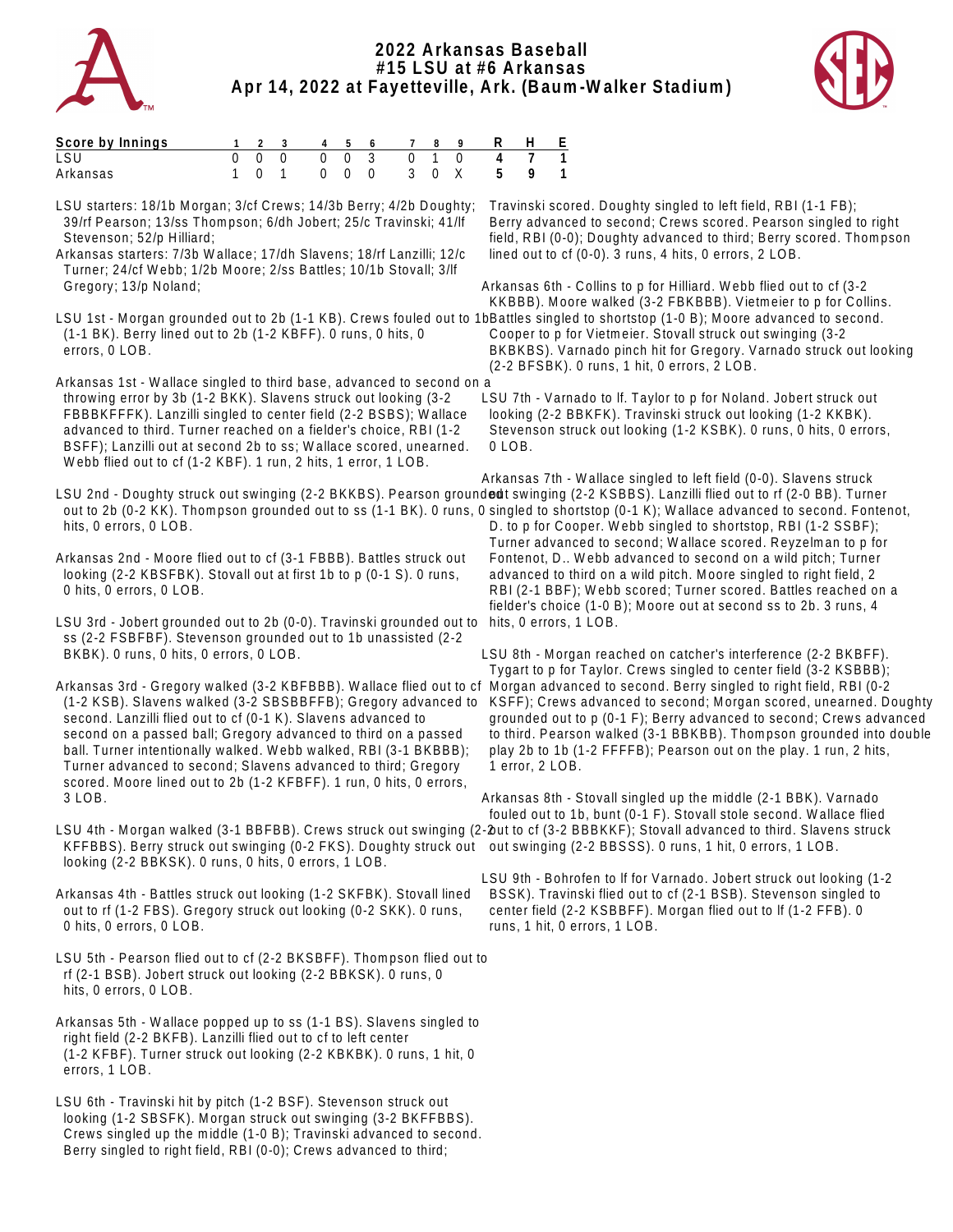# 2022 Arkansas Baseball
## #15 LSU at #6 Arkansas
## Apr 14, 2022 at Fayetteville, Ark. (Baum-Walker Stadium)

| Score by Innings | 1 | 2 | 3 | 4 | 5 | 6 | 7 | 8 | 9 | R | H | E |
|---|---|---|---|---|---|---|---|---|---|---|---|---|
| LSU | 0 | 0 | 0 | 0 | 0 | 3 | 0 | 1 | 0 | 4 | 7 | 1 |
| Arkansas | 1 | 0 | 1 | 0 | 0 | 0 | 3 | 0 | X | 5 | 9 | 1 |

LSU starters: 18/1b Morgan; 3/cf Crews; 14/3b Berry; 4/2b Doughty; 39/rf Pearson; 13/ss Thompson; 6/dh Jobert; 25/c Travinski; 41/lf Stevenson; 52/p Hilliard;

Arkansas starters: 7/3b Wallace; 17/dh Slavens; 18/rf Lanzilli; 12/c Turner; 24/cf Webb; 1/2b Moore; 2/ss Battles; 10/1b Stovall; 3/lf Gregory; 13/p Noland;

LSU 1st - Morgan grounded out to 2b (1-1 KB). Crews fouled out to 1b (1-1 BK). Berry lined out to 2b (1-2 KBFF). 0 runs, 0 hits, 0 errors, 0 LOB.

Arkansas 1st - Wallace singled to third base, advanced to second on a throwing error by 3b (1-2 BKK). Slavens struck out looking (3-2 FBBBKFFFK). Lanzilli singled to center field (2-2 BSBS); Wallace advanced to third. Turner reached on a fielder's choice, RBI (1-2 BSFF); Lanzilli out at second 2b to ss; Wallace scored, unearned. Webb flied out to cf (1-2 KBF). 1 run, 2 hits, 1 error, 1 LOB.

LSU 2nd - Doughty struck out swinging (2-2 BKKBS). Pearson grounded out to 2b (0-2 KK). Thompson grounded out to ss (1-1 BK). 0 runs, 0 hits, 0 errors, 0 LOB.

Arkansas 2nd - Moore flied out to cf (3-1 FBBB). Battles struck out looking (2-2 KBSFBK). Stovall out at first 1b to p (0-1 S). 0 runs, 0 hits, 0 errors, 0 LOB.

LSU 3rd - Jobert grounded out to 2b (0-0). Travinski grounded out to ss (2-2 FSBFBF). Stevenson grounded out to 1b unassisted (2-2 BKBK). 0 runs, 0 hits, 0 errors, 0 LOB.

Arkansas 3rd - Gregory walked (3-2 KBFBBB). Wallace flied out to cf (1-2 KSB). Slavens walked (3-2 SBSBBFFB); Gregory advanced to second. Lanzilli flied out to cf (0-1 K). Slavens advanced to second on a passed ball; Gregory advanced to third on a passed ball. Turner intentionally walked. Webb walked, RBI (3-1 BKBBB); Turner advanced to second; Slavens advanced to third; Gregory scored. Moore lined out to 2b (1-2 KFBFF). 1 run, 0 hits, 0 errors, 3 LOB.

LSU 4th - Morgan walked (3-1 BBFBB). Crews struck out swinging (2-2 KFFBBS). Berry struck out swinging (0-2 FKS). Doughty struck out looking (2-2 BBKSK). 0 runs, 0 hits, 0 errors, 1 LOB.

Arkansas 4th - Battles struck out looking (1-2 SKFBK). Stovall lined out to rf (1-2 FBS). Gregory struck out looking (0-2 SKK). 0 runs, 0 hits, 0 errors, 0 LOB.

LSU 5th - Pearson flied out to cf (2-2 BKSBFF). Thompson flied out to rf (2-1 BSB). Jobert struck out looking (2-2 BBKSK). 0 runs, 0 hits, 0 errors, 0 LOB.

Arkansas 5th - Wallace popped up to ss (1-1 BS). Slavens singled to right field (2-2 BKFB). Lanzilli flied out to cf to left center (1-2 KFBF). Turner struck out looking (2-2 KBKBK). 0 runs, 1 hit, 0 errors, 1 LOB.

LSU 6th - Travinski hit by pitch (1-2 BSF). Stevenson struck out looking (1-2 SBSFK). Morgan struck out swinging (3-2 BKFFBBS). Crews singled up the middle (1-0 B); Travinski advanced to second. Berry singled to right field, RBI (0-0); Crews advanced to third; Travinski scored. Doughty singled to left field, RBI (1-1 FB); Berry advanced to second; Crews scored. Pearson singled to right field, RBI (0-0); Doughty advanced to third; Berry scored. Thompson lined out to cf (0-0). 3 runs, 4 hits, 0 errors, 2 LOB.

Arkansas 6th - Collins to p for Hilliard. Webb flied out to cf (3-2 KKBBB). Moore walked (3-2 FBKBBB). Vietmeier to p for Collins. Battles singled to shortstop (1-0 B); Moore advanced to second. Cooper to p for Vietmeier. Stovall struck out swinging (3-2 BKBKBS). Varnado pinch hit for Gregory. Varnado struck out looking (2-2 BFSBK). 0 runs, 1 hit, 0 errors, 2 LOB.

LSU 7th - Varnado to lf. Taylor to p for Noland. Jobert struck out looking (2-2 BBKFK). Travinski struck out looking (1-2 KKBK). Stevenson struck out looking (1-2 KSBK). 0 runs, 0 hits, 0 errors, 0 LOB.

Arkansas 7th - Wallace singled to left field (0-0). Slavens struck out swinging (2-2 KSBBS). Lanzilli flied out to rf (2-0 BB). Turner singled to shortstop (0-1 K); Wallace advanced to second. Fontenot, D. to p for Cooper. Webb singled to shortstop, RBI (1-2 SSBF); Turner advanced to second; Wallace scored. Reyzelman to p for Fontenot, D.. Webb advanced to second on a wild pitch; Turner advanced to third on a wild pitch. Moore singled to right field, 2 RBI (2-1 BBF); Webb scored; Turner scored. Battles reached on a fielder's choice (1-0 B); Moore out at second ss to 2b. 3 runs, 4 hits, 0 errors, 1 LOB.

LSU 8th - Morgan reached on catcher's interference (2-2 BKBFF). Tygart to p for Taylor. Crews singled to center field (3-2 KSBBB); Morgan advanced to second. Berry singled to right field, RBI (0-2 KSFF); Crews advanced to second; Morgan scored, unearned. Doughty grounded out to p (0-1 F); Berry advanced to second; Crews advanced to third. Pearson walked (3-1 BBKBB). Thompson grounded into double play 2b to 1b (1-2 FFFFB); Pearson out on the play. 1 run, 2 hits, 1 error, 2 LOB.

Arkansas 8th - Stovall singled up the middle (2-1 BBK). Varnado fouled out to 1b, bunt (0-1 F). Stovall stole second. Wallace flied out to cf (3-2 BBBKKF); Stovall advanced to third. Slavens struck out swinging (2-2 BBSSS). 0 runs, 1 hit, 0 errors, 1 LOB.

LSU 9th - Bohrofen to lf for Varnado. Jobert struck out looking (1-2 BSSK). Travinski flied out to cf (2-1 BSB). Stevenson singled to center field (2-2 KSBBFF). Morgan flied out to lf (1-2 FFB). 0 runs, 1 hit, 0 errors, 1 LOB.